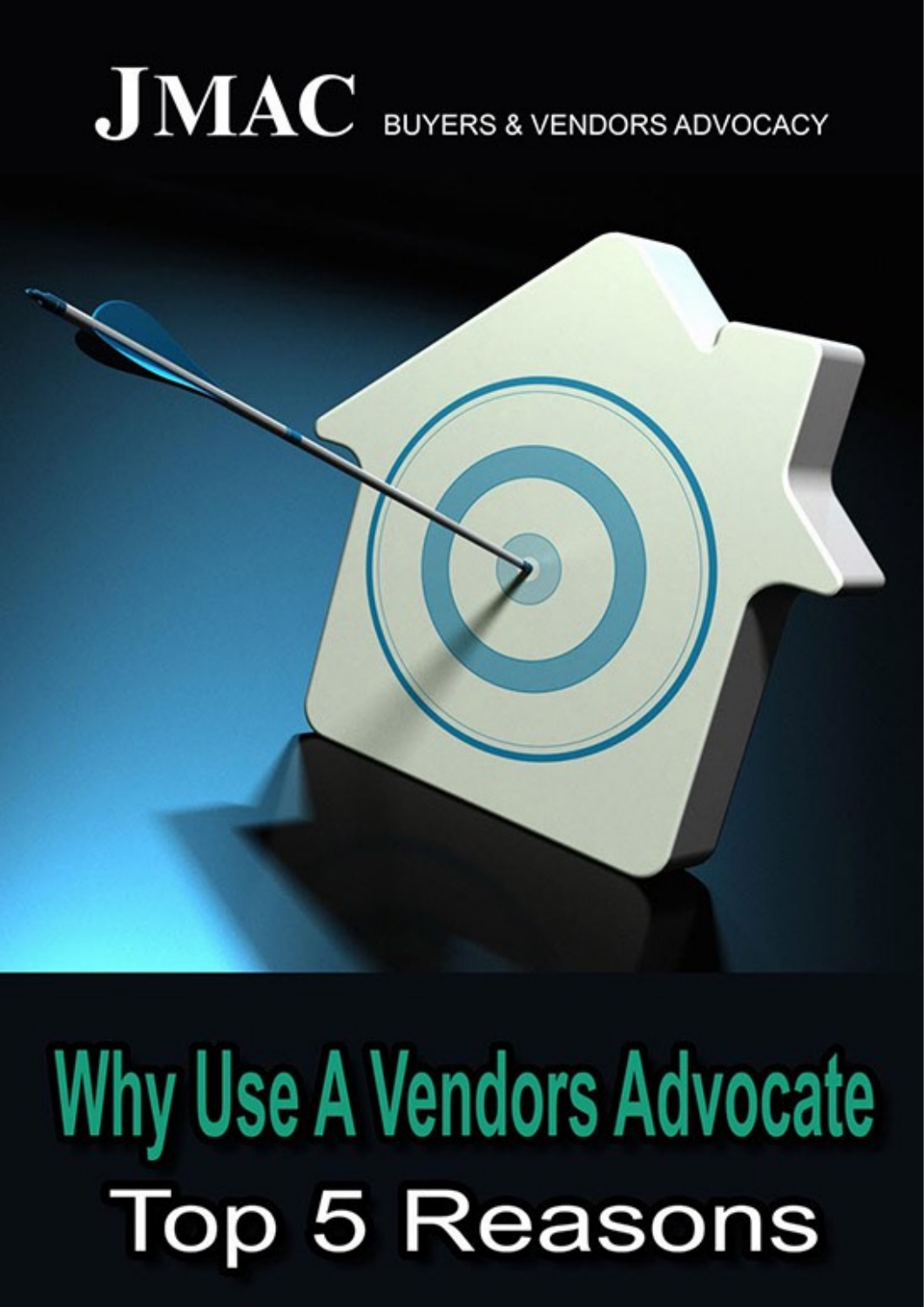JMAC BUYERS & VENDORS ADVOCACY

# Why Use A Vendors Advocate

## Top 5 Reasons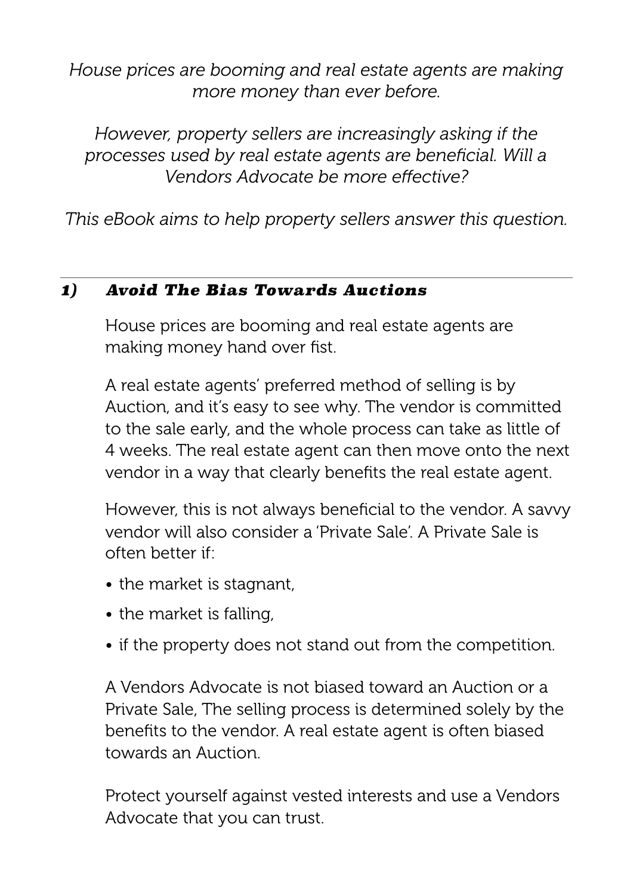*House prices are booming and real estate agents are making more money than ever before.*

*However, property sellers are increasingly asking if the processes used by real estate agents are beneficial. Will a Vendors Advocate be more effective?*

*This eBook aims to help property sellers answer this question.*

---

## 1) *Avoid The Bias Towards Auctions*

House prices are booming and real estate agents are making money hand over fist.

A real estate agents' preferred method of selling is by Auction, and it's easy to see why. The vendor is committed to the sale early, and the whole process can take as little of 4 weeks. The real estate agent can then move onto the next vendor in a way that clearly benefits the real estate agent.

However, this is not always beneficial to the vendor. A savvy vendor will also consider a 'Private Sale'. A Private Sale is often better if:

- the market is stagnant,
- the market is falling,
- if the property does not stand out from the competition.

A Vendors Advocate is not biased toward an Auction or a Private Sale, The selling process is determined solely by the benefits to the vendor. A real estate agent is often biased towards an Auction.

Protect yourself against vested interests and use a Vendors Advocate that you can trust.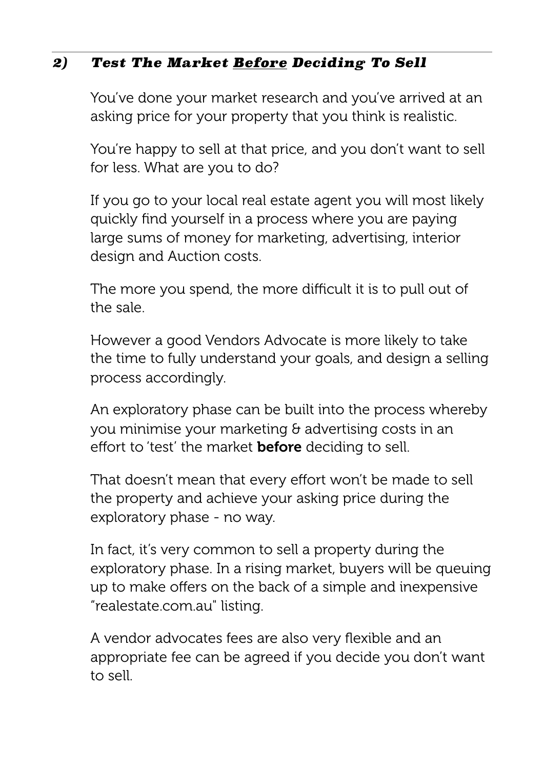## *2) Test The Market* ***<u>Before</u>*** *Deciding To Sell*

You've done your market research and you've arrived at an asking price for your property that you think is realistic.

You're happy to sell at that price, and you don't want to sell for less. What are you to do?

If you go to your local real estate agent you will most likely quickly find yourself in a process where you are paying large sums of money for marketing, advertising, interior design and Auction costs.

The more you spend, the more difficult it is to pull out of the sale.

However a good Vendors Advocate is more likely to take the time to fully understand your goals, and design a selling process accordingly.

An exploratory phase can be built into the process whereby you minimise your marketing & advertising costs in an effort to 'test' the market **before** deciding to sell.

That doesn't mean that every effort won't be made to sell the property and achieve your asking price during the exploratory phase - no way.

In fact, it's very common to sell a property during the exploratory phase. In a rising market, buyers will be queuing up to make offers on the back of a simple and inexpensive "realestate.com.au" listing.

A vendor advocates fees are also very flexible and an appropriate fee can be agreed if you decide you don't want to sell.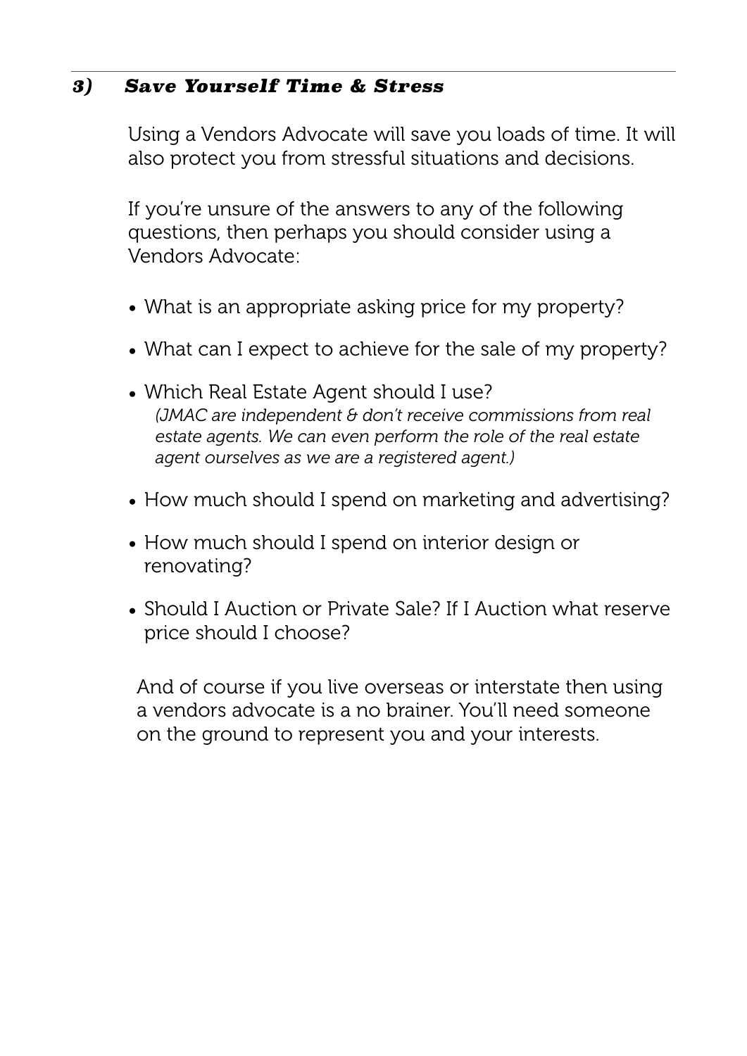### ***3) Save Yourself Time & Stress***

Using a Vendors Advocate will save you loads of time. It will also protect you from stressful situations and decisions.

If you're unsure of the answers to any of the following questions, then perhaps you should consider using a Vendors Advocate:

- What is an appropriate asking price for my property?
- What can I expect to achieve for the sale of my property?
- Which Real Estate Agent should I use?
  *(JMAC are independent & don't receive commissions from real estate agents. We can even perform the role of the real estate agent ourselves as we are a registered agent.)*
- How much should I spend on marketing and advertising?
- How much should I spend on interior design or renovating?
- Should I Auction or Private Sale? If I Auction what reserve price should I choose?

And of course if you live overseas or interstate then using a vendors advocate is a no brainer. You'll need someone on the ground to represent you and your interests.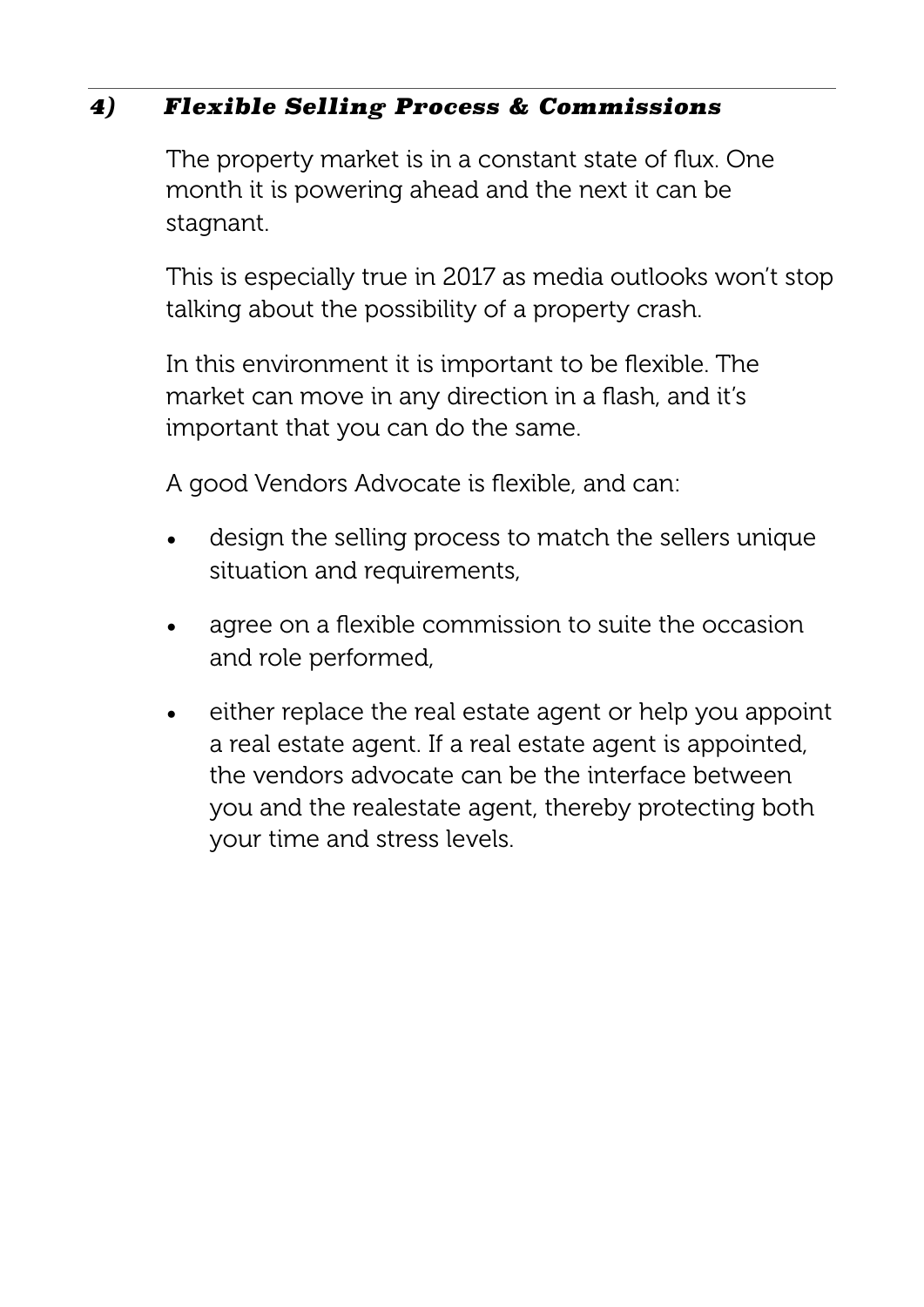### *4) Flexible Selling Process & Commissions*

The property market is in a constant state of flux. One month it is powering ahead and the next it can be stagnant.

This is especially true in 2017 as media outlooks won't stop talking about the possibility of a property crash.

In this environment it is important to be flexible. The market can move in any direction in a flash, and it's important that you can do the same.

A good Vendors Advocate is flexible, and can:

- design the selling process to match the sellers unique situation and requirements,
- agree on a flexible commission to suite the occasion and role performed,
- either replace the real estate agent or help you appoint a real estate agent. If a real estate agent is appointed, the vendors advocate can be the interface between you and the realestate agent, thereby protecting both your time and stress levels.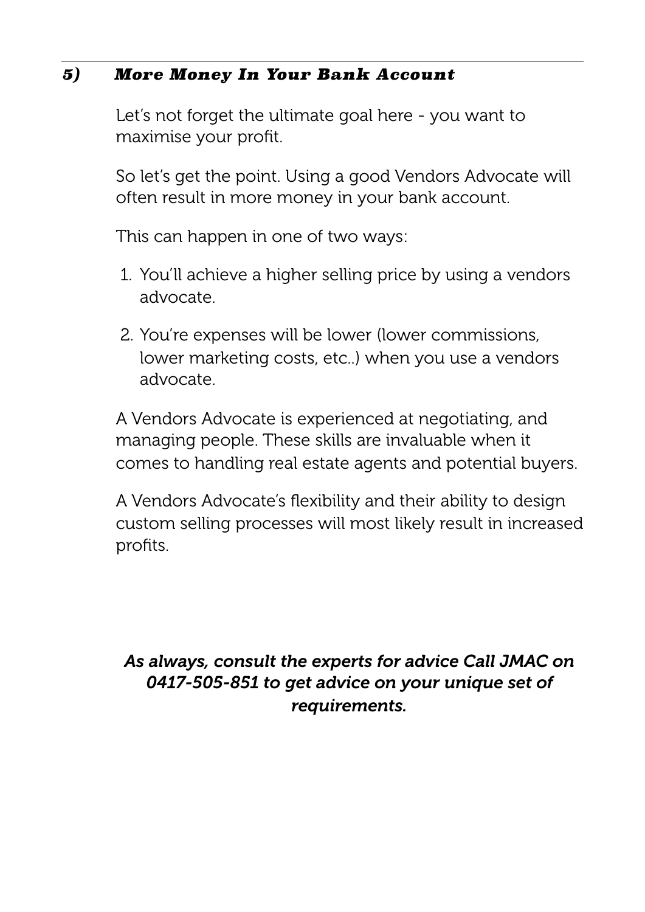### *5) More Money In Your Bank Account*

Let's not forget the ultimate goal here - you want to maximise your profit.

So let's get the point. Using a good Vendors Advocate will often result in more money in your bank account.

This can happen in one of two ways:

1. You'll achieve a higher selling price by using a vendors advocate.
2. You're expenses will be lower (lower commissions, lower marketing costs, etc..) when you use a vendors advocate.

A Vendors Advocate is experienced at negotiating, and managing people. These skills are invaluable when it comes to handling real estate agents and potential buyers.

A Vendors Advocate's flexibility and their ability to design custom selling processes will most likely result in increased profits.

***As always, consult the experts for advice Call JMAC on 0417-505-851 to get advice on your unique set of requirements.***